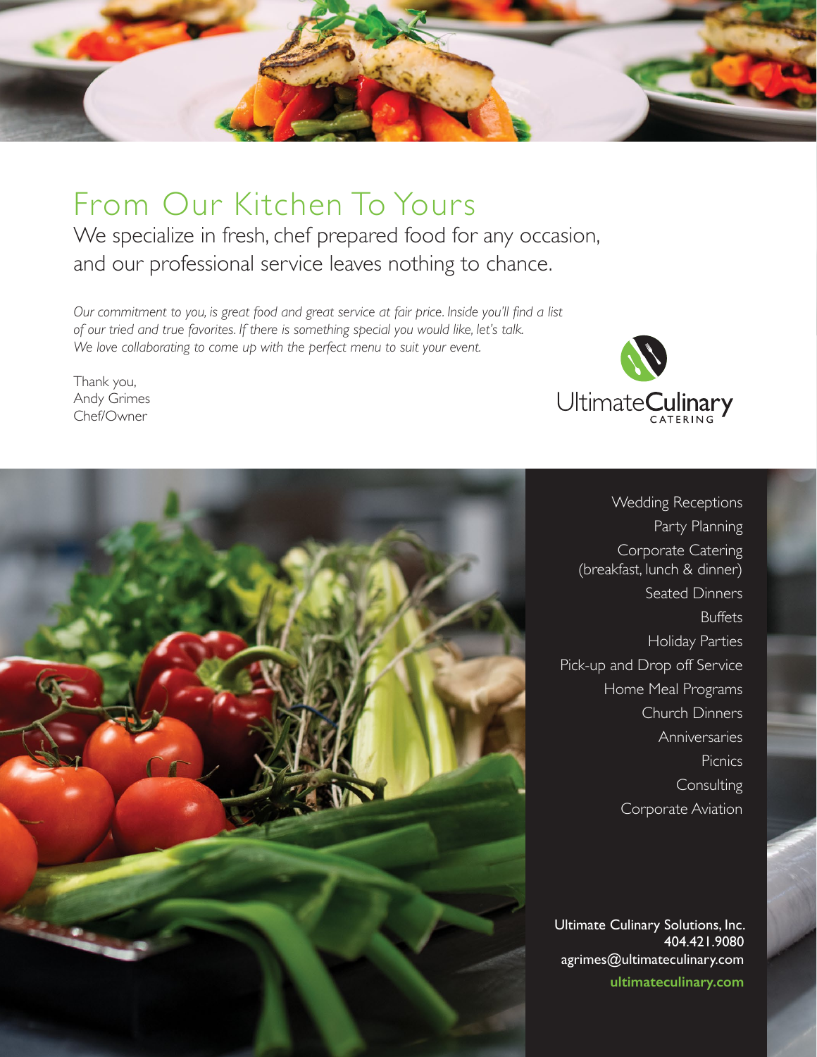# From Our Kitchen To Yours

We specialize in fresh, chef prepared food for any occasion, and our professional service leaves nothing to chance.

*Our commitment to you, is great food and great service at fair price. Inside you'll find a list of our tried and true favorites. If there is something special you would like, let's talk. We love collaborating to come up with the perfect menu to suit your event.*

Thank you,
Andy Grimes
Chef/Owner

UltimateCulinary CATERING

- Wedding Receptions
- Party Planning
- Corporate Catering (breakfast, lunch & dinner)
- Seated Dinners
- Buffets
- Holiday Parties
- Pick-up and Drop off Service
- Home Meal Programs
- Church Dinners
- Anniversaries
- Picnics
- Consulting
- Corporate Aviation

Ultimate Culinary Solutions, Inc.
404.421.9080
agrimes@ultimateculinary.com
**ultimateculinary.com**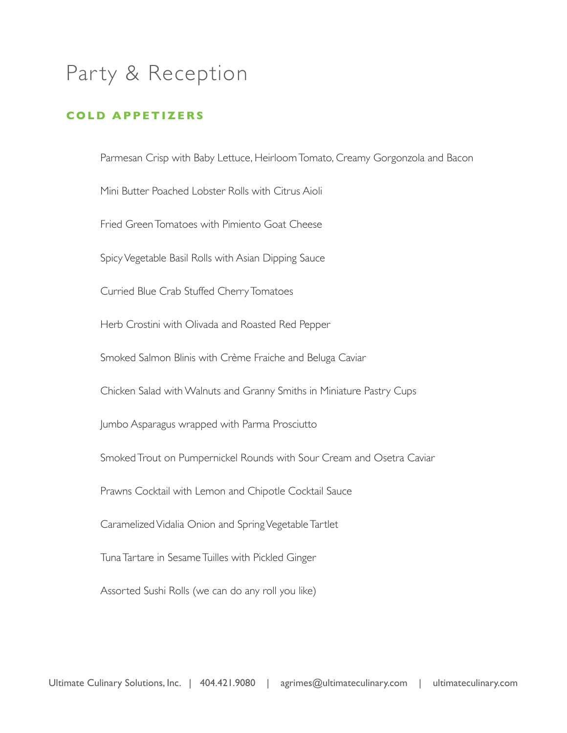# Party & Reception

## COLD APPETIZERS

Parmesan Crisp with Baby Lettuce, Heirloom Tomato, Creamy Gorgonzola and Bacon

Mini Butter Poached Lobster Rolls with Citrus Aioli

Fried Green Tomatoes with Pimiento Goat Cheese

Spicy Vegetable Basil Rolls with Asian Dipping Sauce

Curried Blue Crab Stuffed Cherry Tomatoes

Herb Crostini with Olivada and Roasted Red Pepper

Smoked Salmon Blinis with Crème Fraiche and Beluga Caviar

Chicken Salad with Walnuts and Granny Smiths in Miniature Pastry Cups

Jumbo Asparagus wrapped with Parma Prosciutto

Smoked Trout on Pumpernickel Rounds with Sour Cream and Osetra Caviar

Prawns Cocktail with Lemon and Chipotle Cocktail Sauce

Caramelized Vidalia Onion and Spring Vegetable Tartlet

Tuna Tartare in Sesame Tuilles with Pickled Ginger

Assorted Sushi Rolls (we can do any roll you like)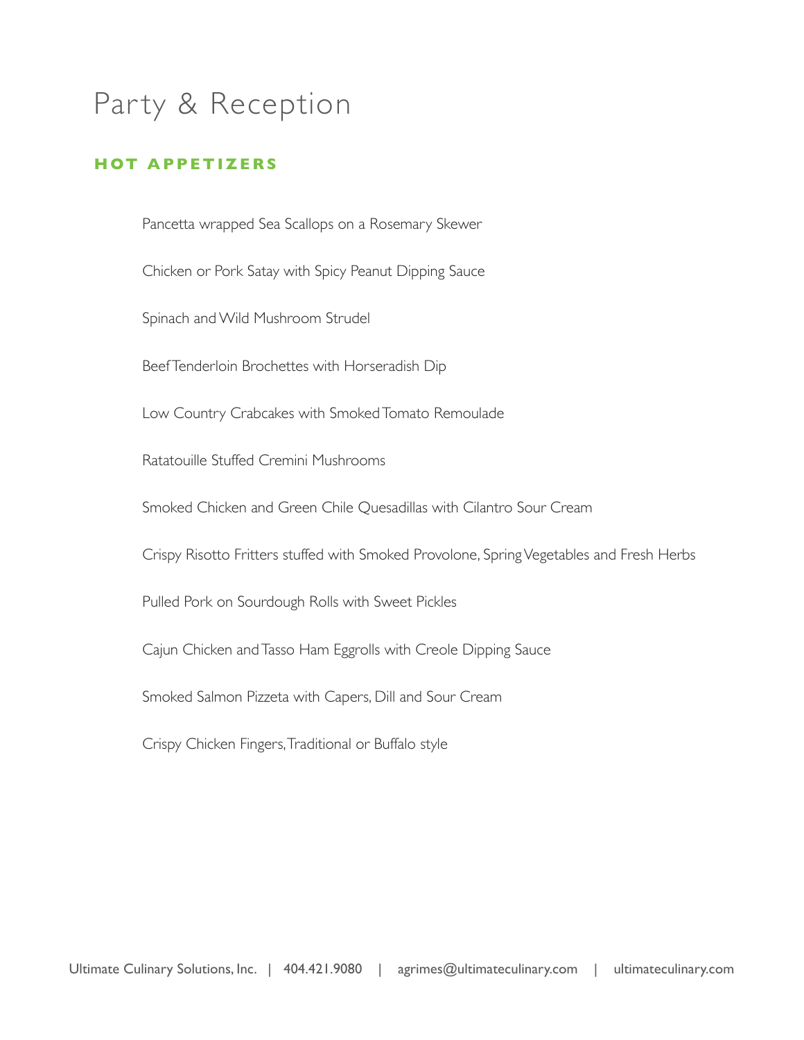# Party & Reception

## HOT APPETIZERS

Pancetta wrapped Sea Scallops on a Rosemary Skewer

Chicken or Pork Satay with Spicy Peanut Dipping Sauce

Spinach and Wild Mushroom Strudel

Beef Tenderloin Brochettes with Horseradish Dip

Low Country Crabcakes with Smoked Tomato Remoulade

Ratatouille Stuffed Cremini Mushrooms

Smoked Chicken and Green Chile Quesadillas with Cilantro Sour Cream

Crispy Risotto Fritters stuffed with Smoked Provolone, Spring Vegetables and Fresh Herbs

Pulled Pork on Sourdough Rolls with Sweet Pickles

Cajun Chicken and Tasso Ham Eggrolls with Creole Dipping Sauce

Smoked Salmon Pizzeta with Capers, Dill and Sour Cream

Crispy Chicken Fingers, Traditional or Buffalo style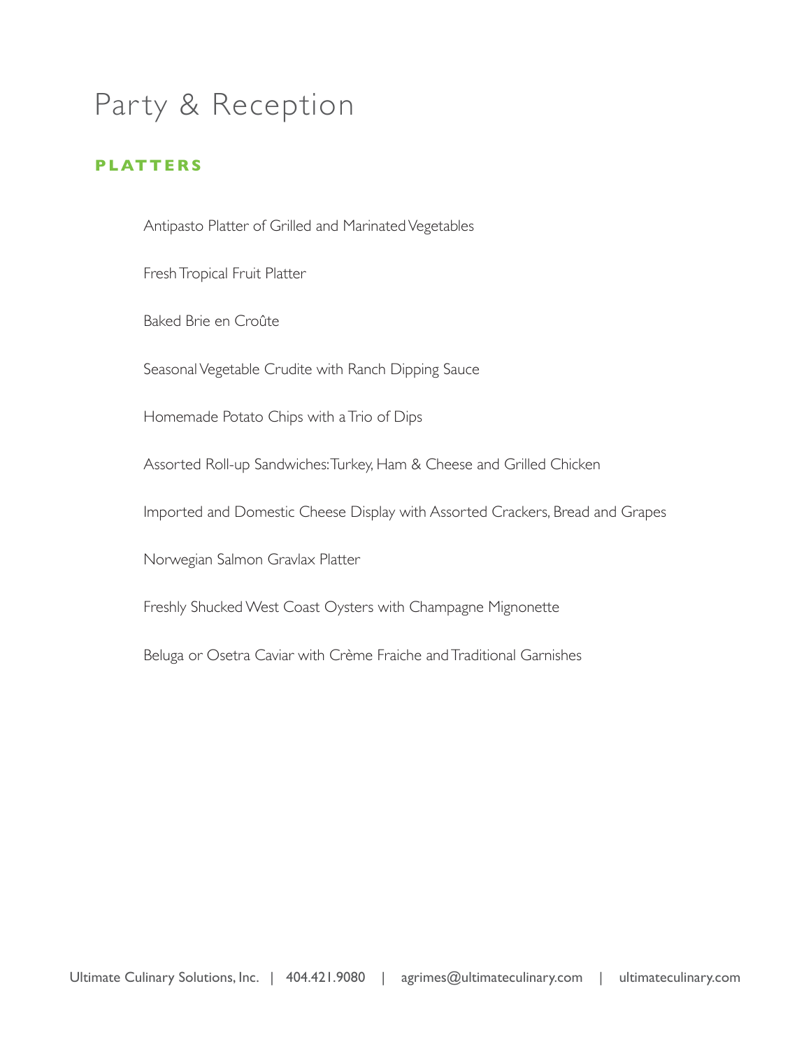# Party & Reception

## PLATTERS

Antipasto Platter of Grilled and Marinated Vegetables

Fresh Tropical Fruit Platter

Baked Brie en Croûte

Seasonal Vegetable Crudite with Ranch Dipping Sauce

Homemade Potato Chips with a Trio of Dips

Assorted Roll-up Sandwiches: Turkey, Ham & Cheese and Grilled Chicken

Imported and Domestic Cheese Display with Assorted Crackers, Bread and Grapes

Norwegian Salmon Gravlax Platter

Freshly Shucked West Coast Oysters with Champagne Mignonette

Beluga or Osetra Caviar with Crème Fraiche and Traditional Garnishes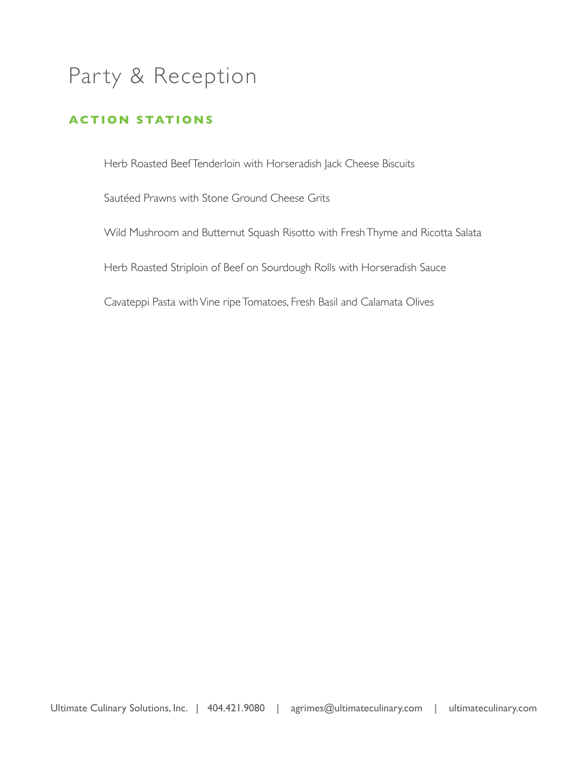# Party & Reception

## ACTION STATIONS

Herb Roasted Beef Tenderloin with Horseradish Jack Cheese Biscuits

Sautéed Prawns with Stone Ground Cheese Grits

Wild Mushroom and Butternut Squash Risotto with Fresh Thyme and Ricotta Salata

Herb Roasted Striploin of Beef on Sourdough Rolls with Horseradish Sauce

Cavateppi Pasta with Vine ripe Tomatoes, Fresh Basil and Calamata Olives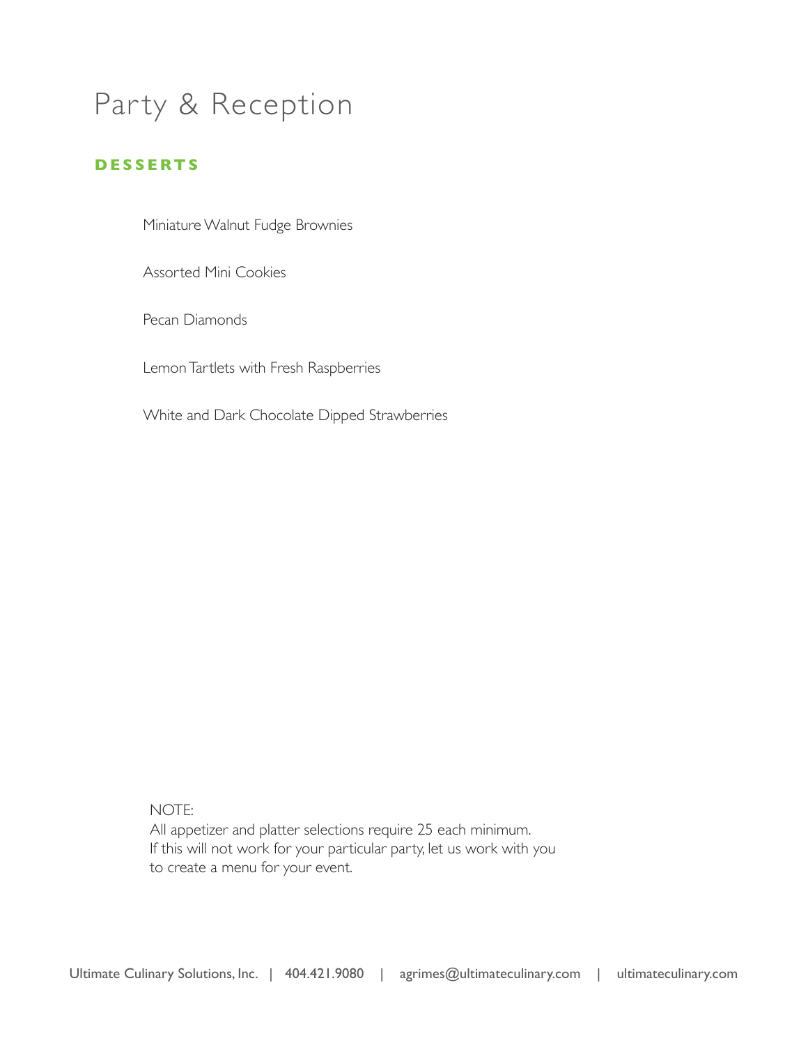# Party & Reception

## DESSERTS

Miniature Walnut Fudge Brownies

Assorted Mini Cookies

Pecan Diamonds

Lemon Tartlets with Fresh Raspberries

White and Dark Chocolate Dipped Strawberries

NOTE:
All appetizer and platter selections require 25 each minimum.
If this will not work for your particular party, let us work with you
to create a menu for your event.